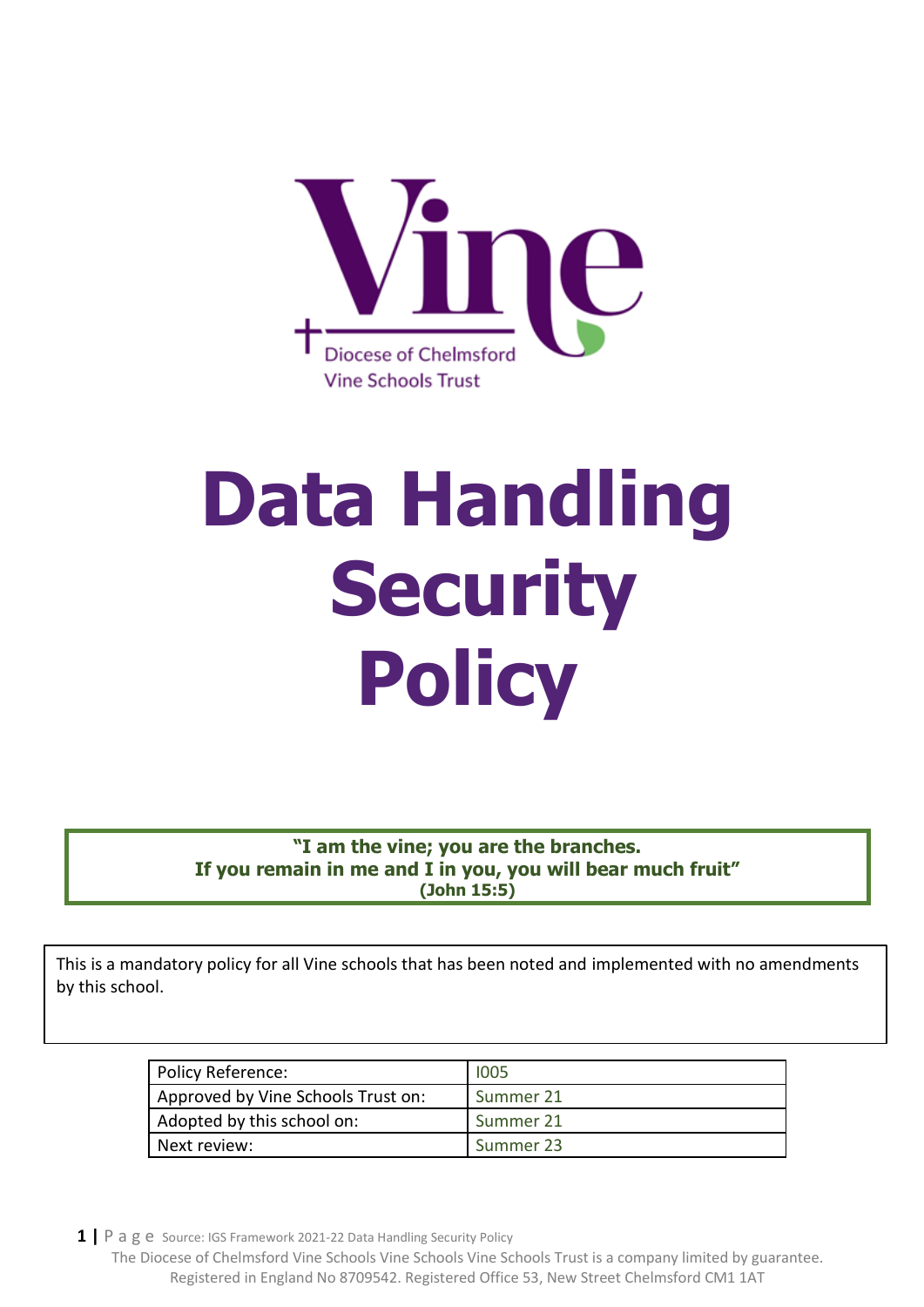Vine

Diocese of Chelmsford
Vine Schools Trust

# Data Handling Security Policy

**"I am the vine; you are the branches.**
**If you remain in me and I in you, you will bear much fruit"**
**(John 15:5)**

This is a mandatory policy for all Vine schools that has been noted and implemented with no amendments by this school.

| Policy Reference: | I005 |
|---|---|
| Approved by Vine Schools Trust on: | Summer 21 |
| Adopted by this school on: | Summer 21 |
| Next review: | Summer 23 |

Source: IGS Framework 2021-22 Data Handling Security Policy
The Diocese of Chelmsford Vine Schools Vine Schools Vine Schools Trust is a company limited by guarantee.
Registered in England No 8709542. Registered Office 53, New Street Chelmsford CM1 1AT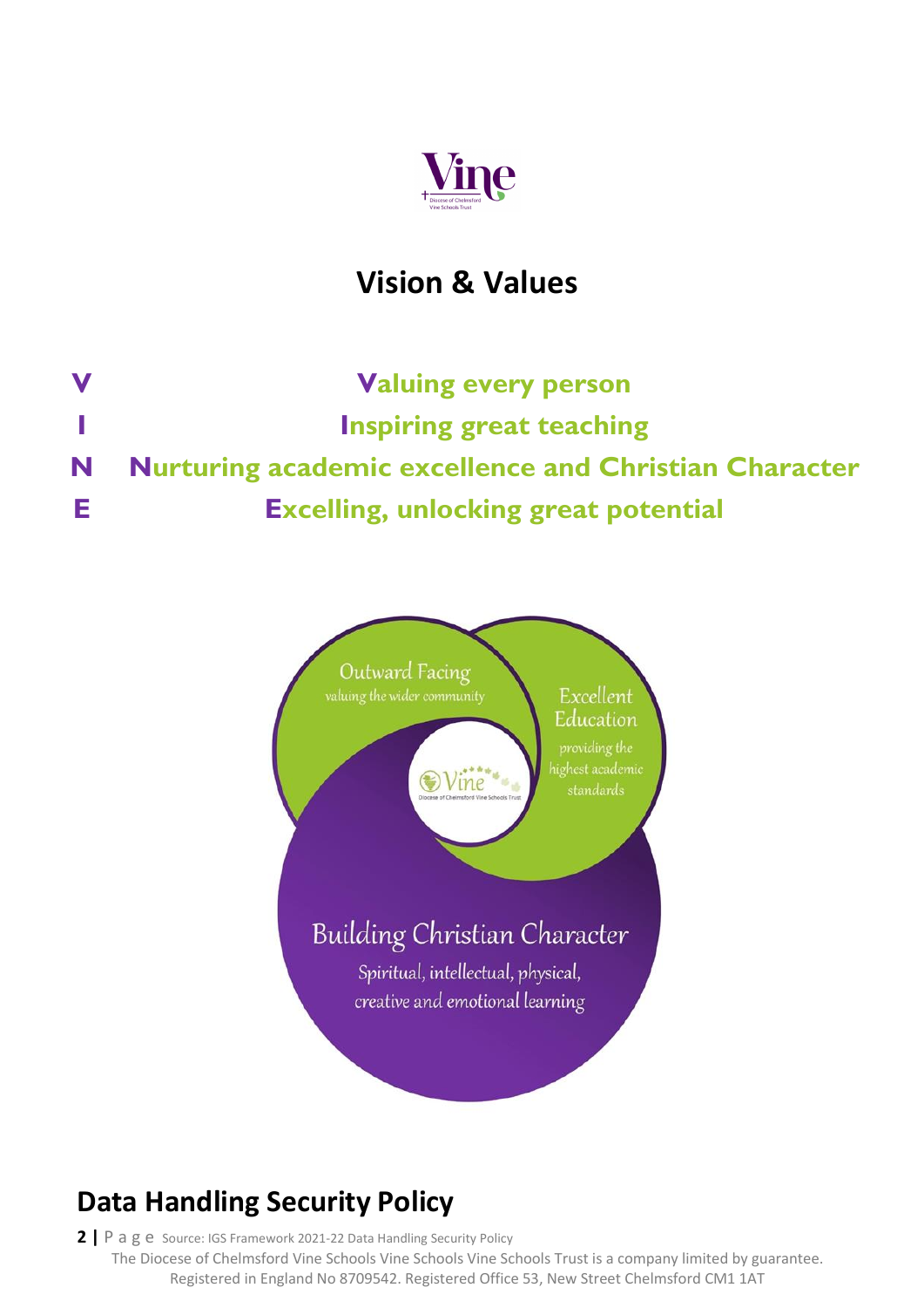# Vision & Values

**V** **V**aluing every person
**I** **I**nspiring great teaching
**N** **N**urturing academic excellence and Christian Character
**E** **E**xcelling, unlocking great potential

Outward Facing
valuing the wider community

Excellent Education
providing the highest academic standards

Building Christian Character
Spiritual, intellectual, physical, creative and emotional learning

## Data Handling Security Policy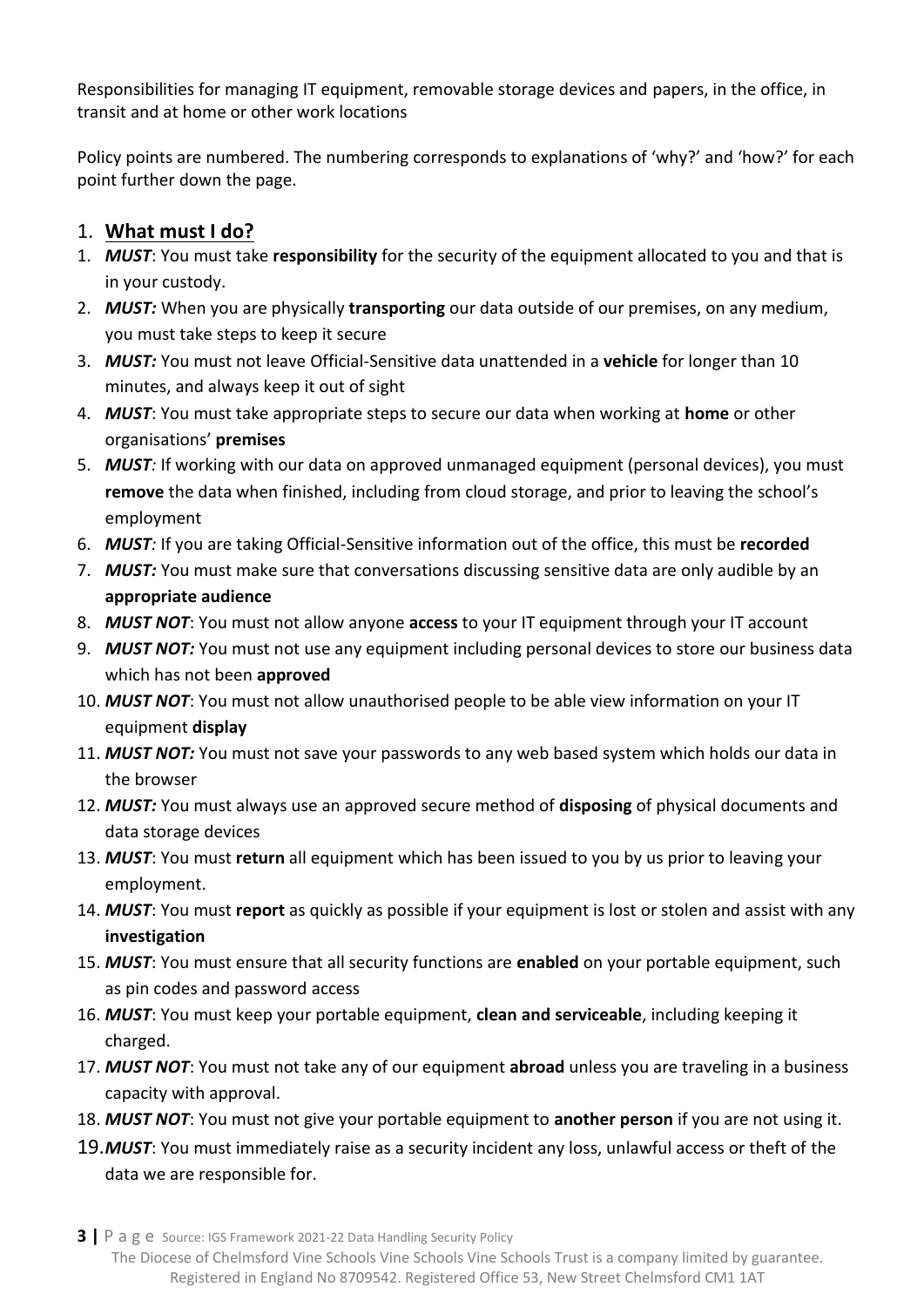Responsibilities for managing IT equipment, removable storage devices and papers, in the office, in transit and at home or other work locations

Policy points are numbered. The numbering corresponds to explanations of 'why?' and 'how?' for each point further down the page.

## 1. What must I do?

1. ***MUST***: You must take **responsibility** for the security of the equipment allocated to you and that is in your custody.
2. ***MUST:*** When you are physically **transporting** our data outside of our premises, on any medium, you must take steps to keep it secure
3. ***MUST:*** You must not leave Official-Sensitive data unattended in a **vehicle** for longer than 10 minutes, and always keep it out of sight
4. ***MUST***: You must take appropriate steps to secure our data when working at **home** or other organisations' **premises**
5. ***MUST****:* If working with our data on approved unmanaged equipment (personal devices), you must **remove** the data when finished, including from cloud storage, and prior to leaving the school's employment
6. ***MUST****:* If you are taking Official-Sensitive information out of the office, this must be **recorded**
7. ***MUST:*** You must make sure that conversations discussing sensitive data are only audible by an **appropriate audience**
8. ***MUST NOT***: You must not allow anyone **access** to your IT equipment through your IT account
9. ***MUST NOT:*** You must not use any equipment including personal devices to store our business data which has not been **approved**
10. ***MUST NOT***: You must not allow unauthorised people to be able view information on your IT equipment **display**
11. ***MUST NOT:*** You must not save your passwords to any web based system which holds our data in the browser
12. ***MUST:*** You must always use an approved secure method of **disposing** of physical documents and data storage devices
13. ***MUST***: You must **return** all equipment which has been issued to you by us prior to leaving your employment.
14. ***MUST***: You must **report** as quickly as possible if your equipment is lost or stolen and assist with any **investigation**
15. ***MUST***: You must ensure that all security functions are **enabled** on your portable equipment, such as pin codes and password access
16. ***MUST***: You must keep your portable equipment, **clean and serviceable**, including keeping it charged.
17. ***MUST NOT***: You must not take any of our equipment **abroad** unless you are traveling in a business capacity with approval.
18. ***MUST NOT***: You must not give your portable equipment to **another person** if you are not using it.
19. ***MUST***: You must immediately raise as a security incident any loss, unlawful access or theft of the data we are responsible for.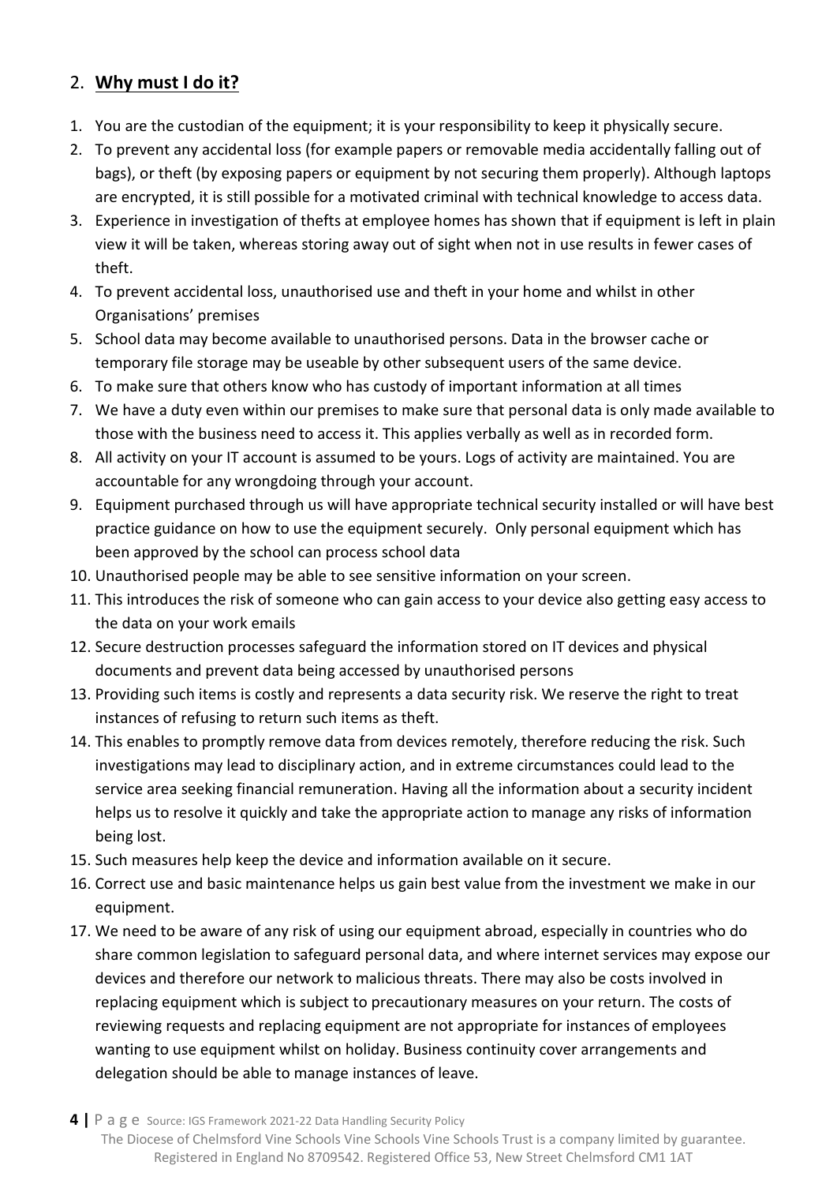## 2. **Why must I do it?**

1. You are the custodian of the equipment; it is your responsibility to keep it physically secure.
2. To prevent any accidental loss (for example papers or removable media accidentally falling out of bags), or theft (by exposing papers or equipment by not securing them properly). Although laptops are encrypted, it is still possible for a motivated criminal with technical knowledge to access data.
3. Experience in investigation of thefts at employee homes has shown that if equipment is left in plain view it will be taken, whereas storing away out of sight when not in use results in fewer cases of theft.
4. To prevent accidental loss, unauthorised use and theft in your home and whilst in other Organisations' premises
5. School data may become available to unauthorised persons. Data in the browser cache or temporary file storage may be useable by other subsequent users of the same device.
6. To make sure that others know who has custody of important information at all times
7. We have a duty even within our premises to make sure that personal data is only made available to those with the business need to access it. This applies verbally as well as in recorded form.
8. All activity on your IT account is assumed to be yours. Logs of activity are maintained. You are accountable for any wrongdoing through your account.
9. Equipment purchased through us will have appropriate technical security installed or will have best practice guidance on how to use the equipment securely. Only personal equipment which has been approved by the school can process school data
10. Unauthorised people may be able to see sensitive information on your screen.
11. This introduces the risk of someone who can gain access to your device also getting easy access to the data on your work emails
12. Secure destruction processes safeguard the information stored on IT devices and physical documents and prevent data being accessed by unauthorised persons
13. Providing such items is costly and represents a data security risk. We reserve the right to treat instances of refusing to return such items as theft.
14. This enables to promptly remove data from devices remotely, therefore reducing the risk. Such investigations may lead to disciplinary action, and in extreme circumstances could lead to the service area seeking financial remuneration. Having all the information about a security incident helps us to resolve it quickly and take the appropriate action to manage any risks of information being lost.
15. Such measures help keep the device and information available on it secure.
16. Correct use and basic maintenance helps us gain best value from the investment we make in our equipment.
17. We need to be aware of any risk of using our equipment abroad, especially in countries who do share common legislation to safeguard personal data, and where internet services may expose our devices and therefore our network to malicious threats. There may also be costs involved in replacing equipment which is subject to precautionary measures on your return. The costs of reviewing requests and replacing equipment are not appropriate for instances of employees wanting to use equipment whilst on holiday. Business continuity cover arrangements and delegation should be able to manage instances of leave.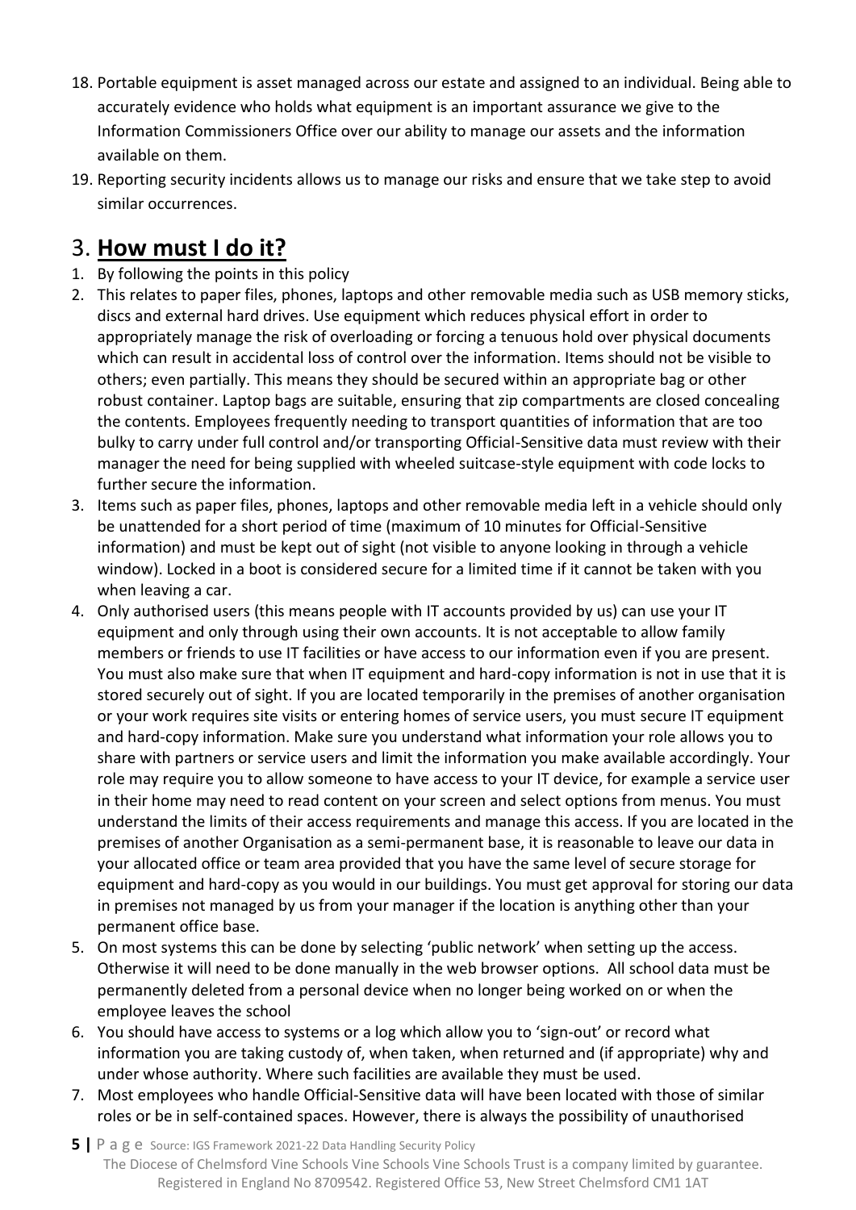18. Portable equipment is asset managed across our estate and assigned to an individual. Being able to accurately evidence who holds what equipment is an important assurance we give to the Information Commissioners Office over our ability to manage our assets and the information available on them.
19. Reporting security incidents allows us to manage our risks and ensure that we take step to avoid similar occurrences.

# 3. **How must I do it?**

1. By following the points in this policy
2. This relates to paper files, phones, laptops and other removable media such as USB memory sticks, discs and external hard drives. Use equipment which reduces physical effort in order to appropriately manage the risk of overloading or forcing a tenuous hold over physical documents which can result in accidental loss of control over the information. Items should not be visible to others; even partially. This means they should be secured within an appropriate bag or other robust container. Laptop bags are suitable, ensuring that zip compartments are closed concealing the contents. Employees frequently needing to transport quantities of information that are too bulky to carry under full control and/or transporting Official-Sensitive data must review with their manager the need for being supplied with wheeled suitcase-style equipment with code locks to further secure the information.
3. Items such as paper files, phones, laptops and other removable media left in a vehicle should only be unattended for a short period of time (maximum of 10 minutes for Official-Sensitive information) and must be kept out of sight (not visible to anyone looking in through a vehicle window). Locked in a boot is considered secure for a limited time if it cannot be taken with you when leaving a car.
4. Only authorised users (this means people with IT accounts provided by us) can use your IT equipment and only through using their own accounts. It is not acceptable to allow family members or friends to use IT facilities or have access to our information even if you are present. You must also make sure that when IT equipment and hard-copy information is not in use that it is stored securely out of sight. If you are located temporarily in the premises of another organisation or your work requires site visits or entering homes of service users, you must secure IT equipment and hard-copy information. Make sure you understand what information your role allows you to share with partners or service users and limit the information you make available accordingly. Your role may require you to allow someone to have access to your IT device, for example a service user in their home may need to read content on your screen and select options from menus. You must understand the limits of their access requirements and manage this access. If you are located in the premises of another Organisation as a semi-permanent base, it is reasonable to leave our data in your allocated office or team area provided that you have the same level of secure storage for equipment and hard-copy as you would in our buildings. You must get approval for storing our data in premises not managed by us from your manager if the location is anything other than your permanent office base.
5. On most systems this can be done by selecting 'public network' when setting up the access. Otherwise it will need to be done manually in the web browser options. All school data must be permanently deleted from a personal device when no longer being worked on or when the employee leaves the school
6. You should have access to systems or a log which allow you to 'sign-out' or record what information you are taking custody of, when taken, when returned and (if appropriate) why and under whose authority. Where such facilities are available they must be used.
7. Most employees who handle Official-Sensitive data will have been located with those of similar roles or be in self-contained spaces. However, there is always the possibility of unauthorised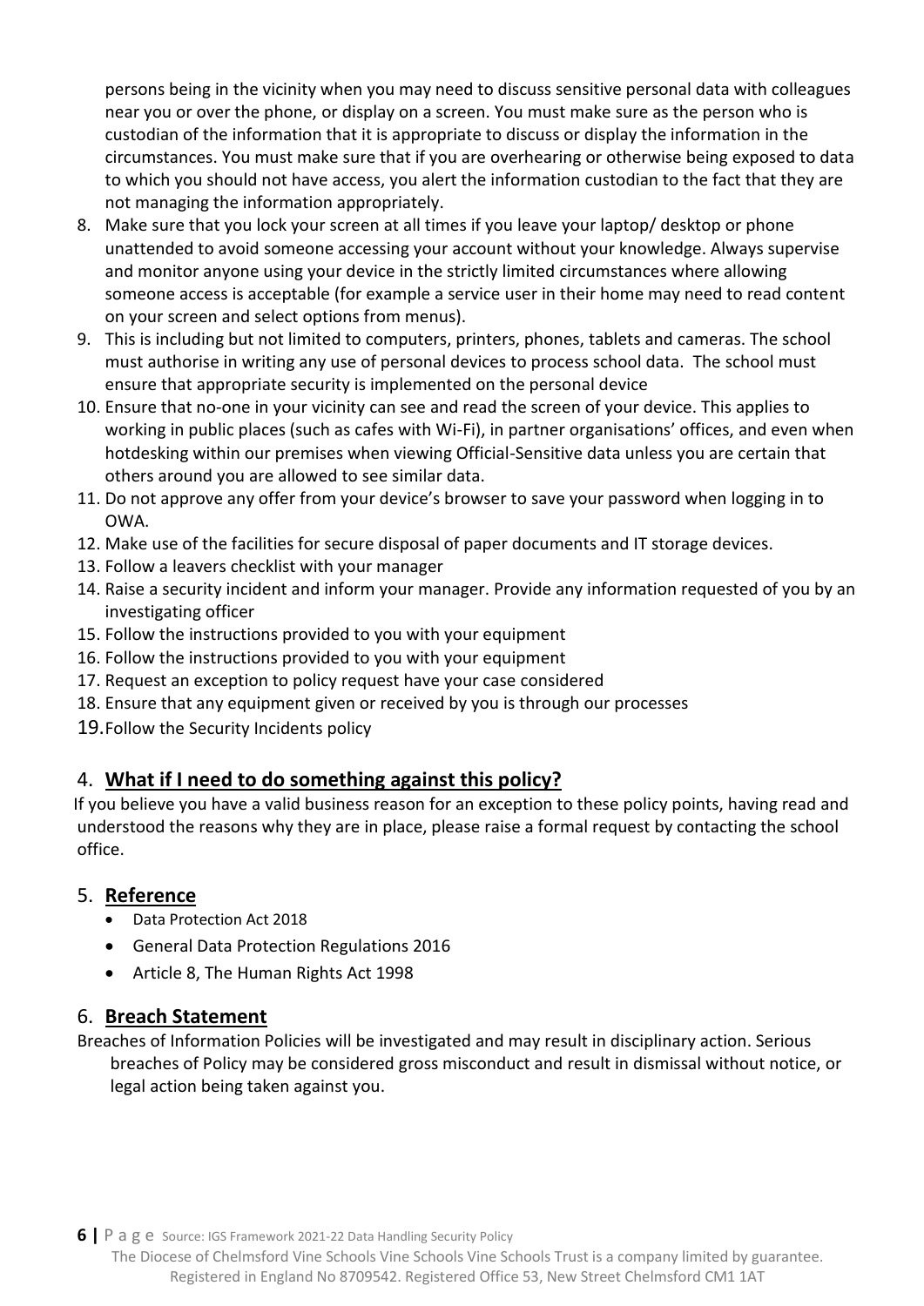persons being in the vicinity when you may need to discuss sensitive personal data with colleagues near you or over the phone, or display on a screen. You must make sure as the person who is custodian of the information that it is appropriate to discuss or display the information in the circumstances. You must make sure that if you are overhearing or otherwise being exposed to data to which you should not have access, you alert the information custodian to the fact that they are not managing the information appropriately.

8. Make sure that you lock your screen at all times if you leave your laptop/ desktop or phone unattended to avoid someone accessing your account without your knowledge. Always supervise and monitor anyone using your device in the strictly limited circumstances where allowing someone access is acceptable (for example a service user in their home may need to read content on your screen and select options from menus).
9. This is including but not limited to computers, printers, phones, tablets and cameras. The school must authorise in writing any use of personal devices to process school data. The school must ensure that appropriate security is implemented on the personal device
10. Ensure that no-one in your vicinity can see and read the screen of your device. This applies to working in public places (such as cafes with Wi-Fi), in partner organisations' offices, and even when hotdesking within our premises when viewing Official-Sensitive data unless you are certain that others around you are allowed to see similar data.
11. Do not approve any offer from your device's browser to save your password when logging in to OWA.
12. Make use of the facilities for secure disposal of paper documents and IT storage devices.
13. Follow a leavers checklist with your manager
14. Raise a security incident and inform your manager. Provide any information requested of you by an investigating officer
15. Follow the instructions provided to you with your equipment
16. Follow the instructions provided to you with your equipment
17. Request an exception to policy request have your case considered
18. Ensure that any equipment given or received by you is through our processes
19. Follow the Security Incidents policy

## 4. **What if I need to do something against this policy?**

If you believe you have a valid business reason for an exception to these policy points, having read and understood the reasons why they are in place, please raise a formal request by contacting the school office.

## 5. **Reference**

- Data Protection Act 2018
- General Data Protection Regulations 2016
- Article 8, The Human Rights Act 1998

## 6. **Breach Statement**

Breaches of Information Policies will be investigated and may result in disciplinary action. Serious breaches of Policy may be considered gross misconduct and result in dismissal without notice, or legal action being taken against you.

Source: IGS Framework 2021-22 Data Handling Security Policy

The Diocese of Chelmsford Vine Schools Vine Schools Vine Schools Trust is a company limited by guarantee. Registered in England No 8709542. Registered Office 53, New Street Chelmsford CM1 1AT